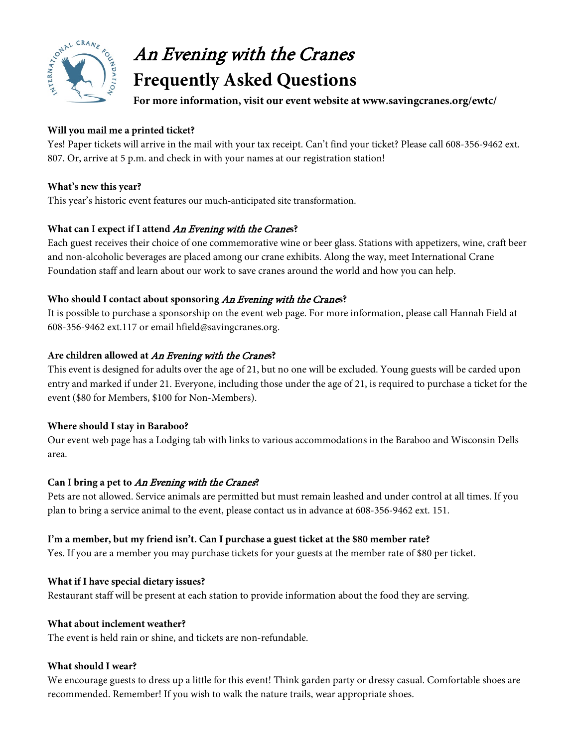# *An Evening with the Cranes*
# Frequently Asked Questions

**For more information, visit our event website at www.savingcranes.org/ewtc/**

**Will you mail me a printed ticket?**
Yes! Paper tickets will arrive in the mail with your tax receipt. Can't find your ticket? Please call 608-356-9462 ext. 807. Or, arrive at 5 p.m. and check in with your names at our registration station!

**What's new this year?**
This year's historic event features our much-anticipated site transformation.

**What can I expect if I attend *An Evening with the Cranes*?**
Each guest receives their choice of one commemorative wine or beer glass. Stations with appetizers, wine, craft beer and non-alcoholic beverages are placed among our crane exhibits. Along the way, meet International Crane Foundation staff and learn about our work to save cranes around the world and how you can help.

**Who should I contact about sponsoring *An Evening with the Cranes*?**
It is possible to purchase a sponsorship on the event web page. For more information, please call Hannah Field at 608-356-9462 ext.117 or email hfield@savingcranes.org.

**Are children allowed at *An Evening with the Cranes*?**
This event is designed for adults over the age of 21, but no one will be excluded. Young guests will be carded upon entry and marked if under 21. Everyone, including those under the age of 21, is required to purchase a ticket for the event ($80 for Members, $100 for Non-Members).

**Where should I stay in Baraboo?**
Our event web page has a Lodging tab with links to various accommodations in the Baraboo and Wisconsin Dells area.

**Can I bring a pet to *An Evening with the Cranes*?**
Pets are not allowed. Service animals are permitted but must remain leashed and under control at all times. If you plan to bring a service animal to the event, please contact us in advance at 608-356-9462 ext. 151.

**I'm a member, but my friend isn't. Can I purchase a guest ticket at the $80 member rate?**
Yes. If you are a member you may purchase tickets for your guests at the member rate of $80 per ticket.

**What if I have special dietary issues?**
Restaurant staff will be present at each station to provide information about the food they are serving.

**What about inclement weather?**
The event is held rain or shine, and tickets are non-refundable.

**What should I wear?**
We encourage guests to dress up a little for this event! Think garden party or dressy casual. Comfortable shoes are recommended. Remember! If you wish to walk the nature trails, wear appropriate shoes.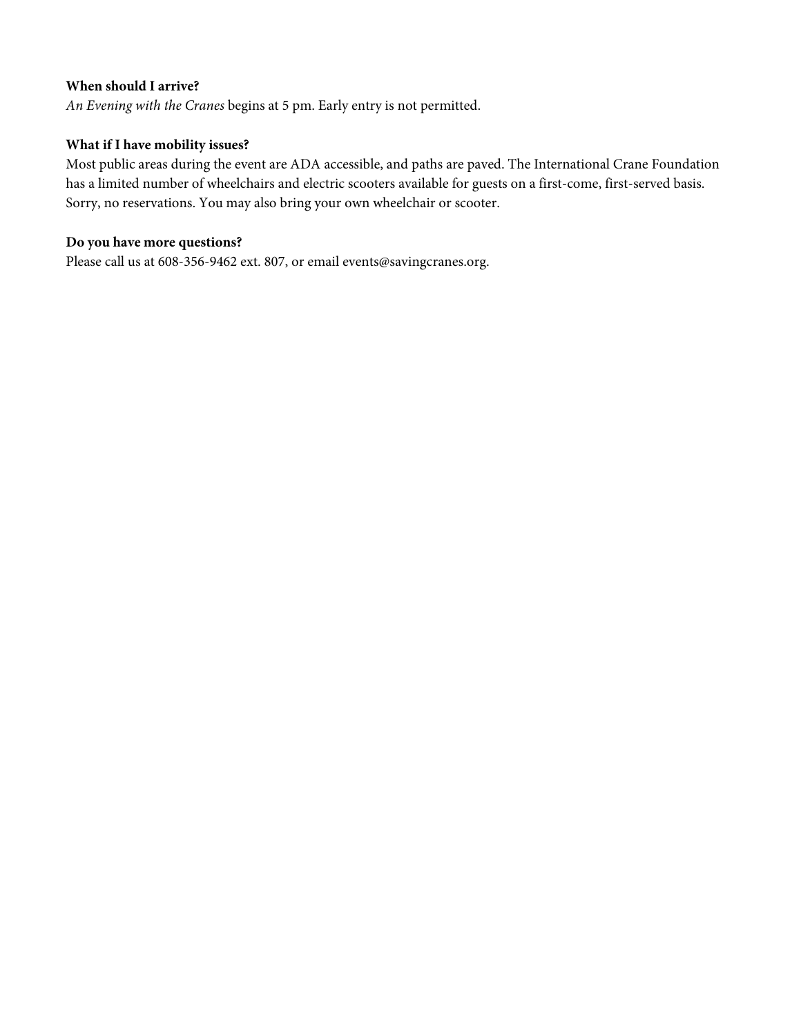**When should I arrive?**

*An Evening with the Cranes* begins at 5 pm. Early entry is not permitted.

**What if I have mobility issues?**

Most public areas during the event are ADA accessible, and paths are paved. The International Crane Foundation has a limited number of wheelchairs and electric scooters available for guests on a first-come, first-served basis. Sorry, no reservations. You may also bring your own wheelchair or scooter.

**Do you have more questions?**

Please call us at 608-356-9462 ext. 807, or email events@savingcranes.org.